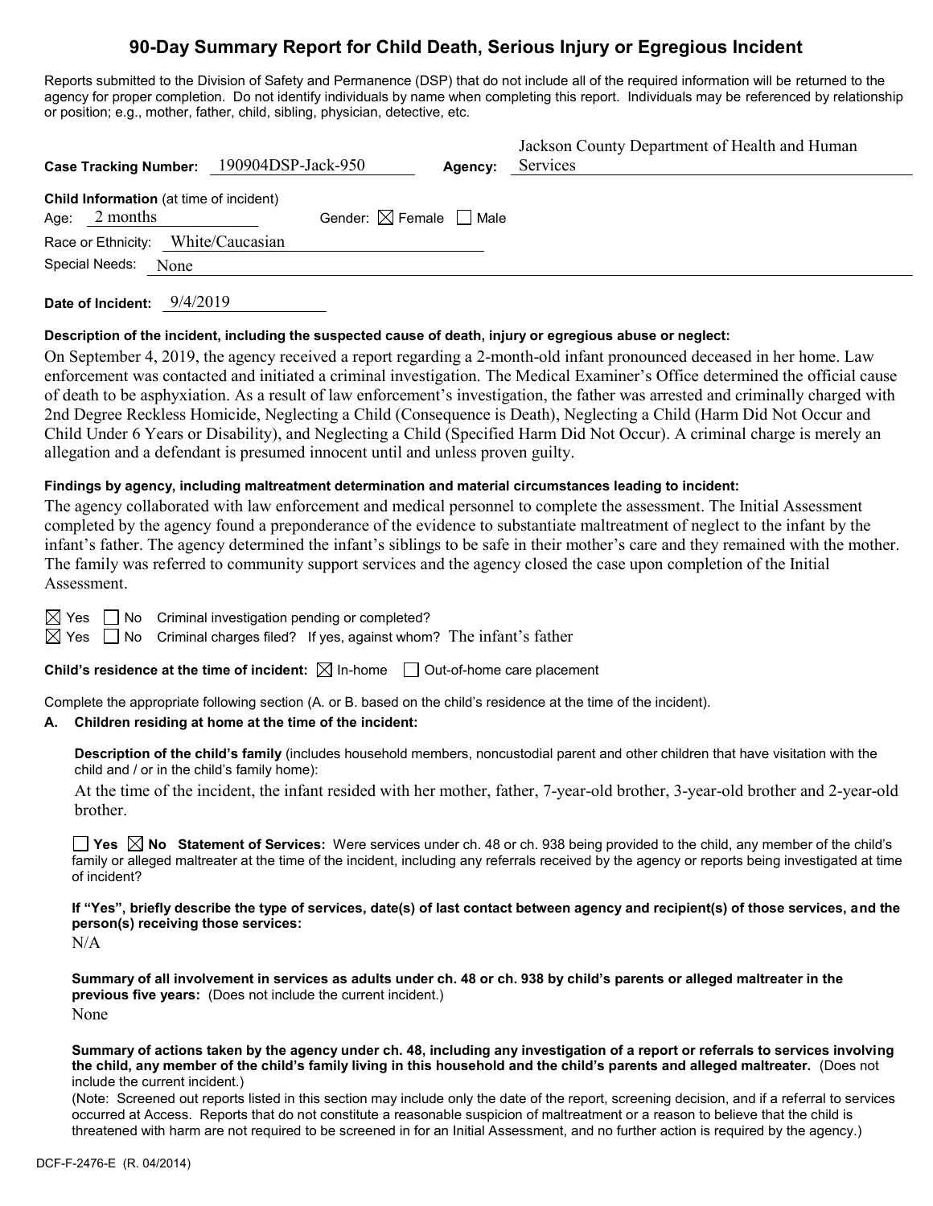# 90-Day Summary Report for Child Death, Serious Injury or Egregious Incident

Reports submitted to the Division of Safety and Permanence (DSP) that do not include all of the required information will be returned to the agency for proper completion. Do not identify individuals by name when completing this report. Individuals may be referenced by relationship or position; e.g., mother, father, child, sibling, physician, detective, etc.

**Case Tracking Number:** 190904DSP-Jack-950 **Agency:** Jackson County Department of Health and Human Services

**Child Information** (at time of incident)

Age: 2 months Gender: ☒ Female ☐ Male

Race or Ethnicity: White/Caucasian

Special Needs: None

**Date of Incident:** 9/4/2019

**Description of the incident, including the suspected cause of death, injury or egregious abuse or neglect:**

On September 4, 2019, the agency received a report regarding a 2-month-old infant pronounced deceased in her home. Law enforcement was contacted and initiated a criminal investigation. The Medical Examiner's Office determined the official cause of death to be asphyxiation. As a result of law enforcement's investigation, the father was arrested and criminally charged with 2nd Degree Reckless Homicide, Neglecting a Child (Consequence is Death), Neglecting a Child (Harm Did Not Occur and Child Under 6 Years or Disability), and Neglecting a Child (Specified Harm Did Not Occur). A criminal charge is merely an allegation and a defendant is presumed innocent until and unless proven guilty.

**Findings by agency, including maltreatment determination and material circumstances leading to incident:**

The agency collaborated with law enforcement and medical personnel to complete the assessment. The Initial Assessment completed by the agency found a preponderance of the evidence to substantiate maltreatment of neglect to the infant by the infant's father. The agency determined the infant's siblings to be safe in their mother's care and they remained with the mother. The family was referred to community support services and the agency closed the case upon completion of the Initial Assessment.

☒ Yes ☐ No Criminal investigation pending or completed?

☒ Yes ☐ No Criminal charges filed? If yes, against whom? The infant's father

**Child's residence at the time of incident:** ☒ In-home ☐ Out-of-home care placement

Complete the appropriate following section (A. or B. based on the child's residence at the time of the incident).

**A. Children residing at home at the time of the incident:**

**Description of the child's family** (includes household members, noncustodial parent and other children that have visitation with the child and / or in the child's family home):

At the time of the incident, the infant resided with her mother, father, 7-year-old brother, 3-year-old brother and 2-year-old brother.

☐ **Yes** ☒ **No** **Statement of Services:** Were services under ch. 48 or ch. 938 being provided to the child, any member of the child's family or alleged maltreater at the time of the incident, including any referrals received by the agency or reports being investigated at time of incident?

**If "Yes", briefly describe the type of services, date(s) of last contact between agency and recipient(s) of those services, and the person(s) receiving those services:**

N/A

**Summary of all involvement in services as adults under ch. 48 or ch. 938 by child's parents or alleged maltreater in the previous five years:** (Does not include the current incident.)

None

**Summary of actions taken by the agency under ch. 48, including any investigation of a report or referrals to services involving the child, any member of the child's family living in this household and the child's parents and alleged maltreater.** (Does not include the current incident.)

(Note: Screened out reports listed in this section may include only the date of the report, screening decision, and if a referral to services occurred at Access. Reports that do not constitute a reasonable suspicion of maltreatment or a reason to believe that the child is threatened with harm are not required to be screened in for an Initial Assessment, and no further action is required by the agency.)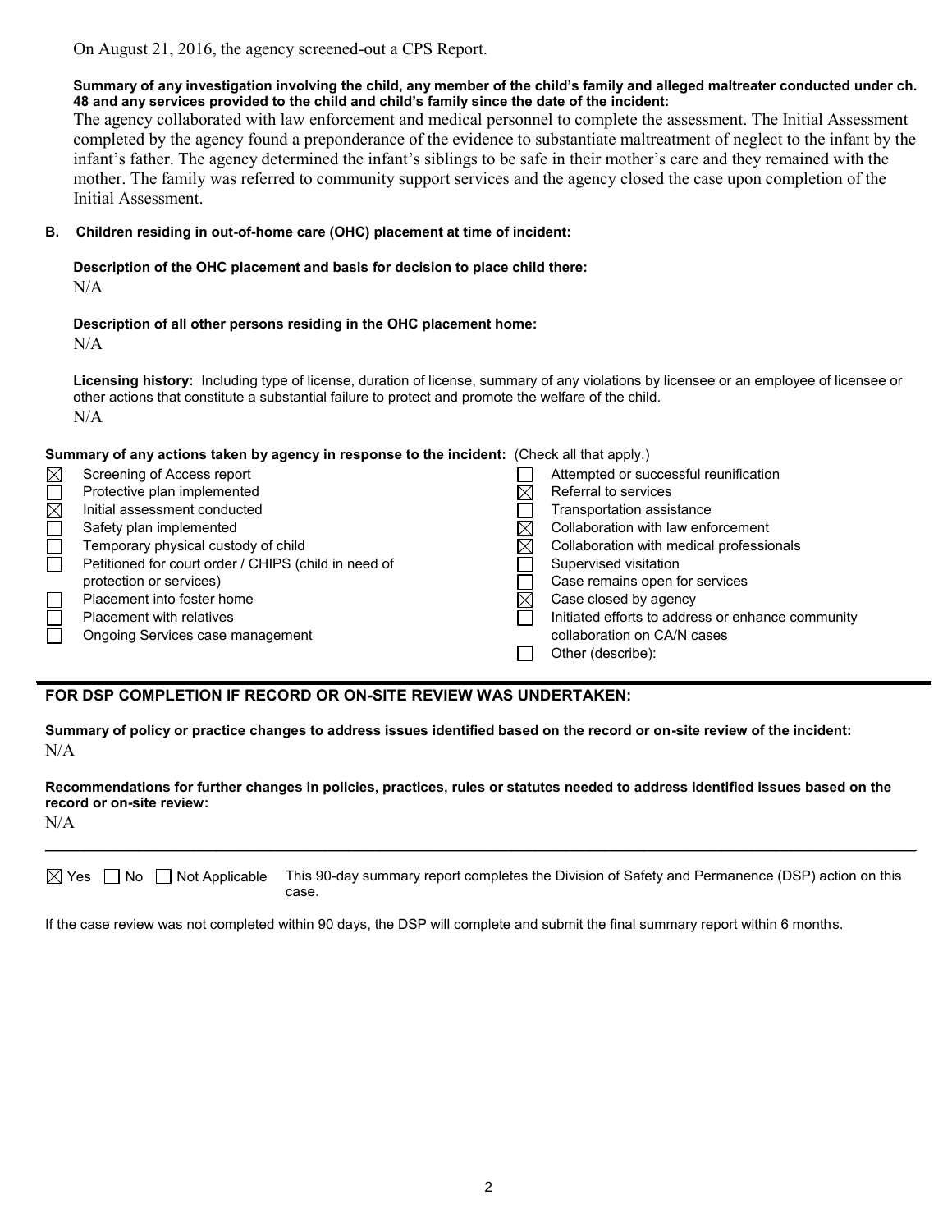On August 21, 2016, the agency screened-out a CPS Report.

**Summary of any investigation involving the child, any member of the child's family and alleged maltreater conducted under ch. 48 and any services provided to the child and child's family since the date of the incident:**

The agency collaborated with law enforcement and medical personnel to complete the assessment. The Initial Assessment completed by the agency found a preponderance of the evidence to substantiate maltreatment of neglect to the infant by the infant's father. The agency determined the infant's siblings to be safe in their mother's care and they remained with the mother. The family was referred to community support services and the agency closed the case upon completion of the Initial Assessment.

**B. Children residing in out-of-home care (OHC) placement at time of incident:**

**Description of the OHC placement and basis for decision to place child there:**

N/A

**Description of all other persons residing in the OHC placement home:**

N/A

**Licensing history:** Including type of license, duration of license, summary of any violations by licensee or an employee of licensee or other actions that constitute a substantial failure to protect and promote the welfare of the child.

N/A

**Summary of any actions taken by agency in response to the incident:** (Check all that apply.)

- ☒ Screening of Access report
- ☐ Protective plan implemented
- ☒ Initial assessment conducted
- ☐ Safety plan implemented
- ☐ Temporary physical custody of child
- ☐ Petitioned for court order / CHIPS (child in need of protection or services)
- ☐ Placement into foster home
- ☐ Placement with relatives
- ☐ Ongoing Services case management
- ☐ Attempted or successful reunification
- ☒ Referral to services
- ☐ Transportation assistance
- ☒ Collaboration with law enforcement
- ☒ Collaboration with medical professionals
- ☐ Supervised visitation
- ☐ Case remains open for services
- ☒ Case closed by agency
- ☐ Initiated efforts to address or enhance community collaboration on CA/N cases
- ☐ Other (describe):

## FOR DSP COMPLETION IF RECORD OR ON-SITE REVIEW WAS UNDERTAKEN:

**Summary of policy or practice changes to address issues identified based on the record or on-site review of the incident:**

N/A

**Recommendations for further changes in policies, practices, rules or statutes needed to address identified issues based on the record or on-site review:**

N/A

---

☒ Yes ☐ No ☐ Not Applicable This 90-day summary report completes the Division of Safety and Permanence (DSP) action on this case.

If the case review was not completed within 90 days, the DSP will complete and submit the final summary report within 6 months.